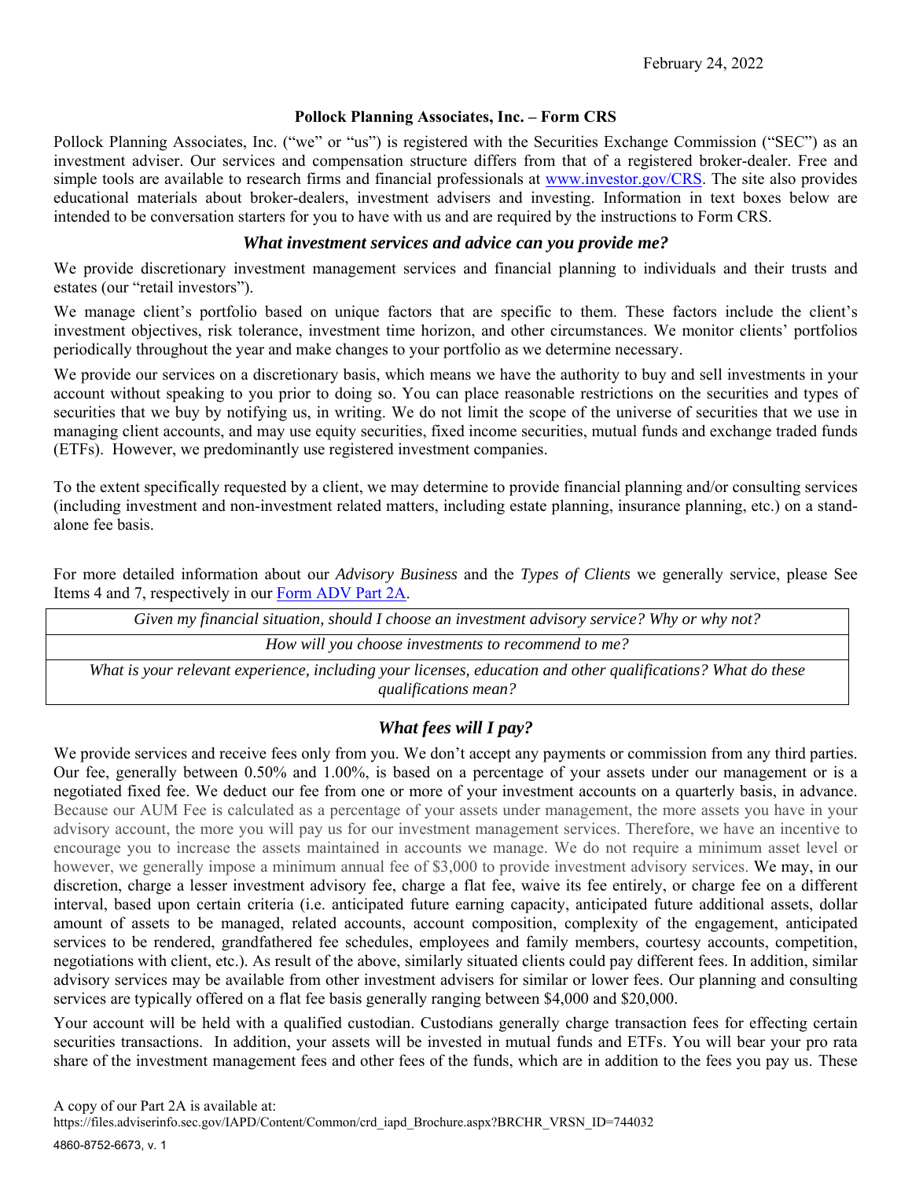February 24, 2022

**Pollock Planning Associates, Inc. – Form CRS**

Pollock Planning Associates, Inc. ("we" or "us") is registered with the Securities Exchange Commission ("SEC") as an investment adviser. Our services and compensation structure differs from that of a registered broker-dealer. Free and simple tools are available to research firms and financial professionals at [www.investor.gov/CRS](www.investor.gov/CRS). The site also provides educational materials about broker-dealers, investment advisers and investing. Information in text boxes below are intended to be conversation starters for you to have with us and are required by the instructions to Form CRS.

## *What investment services and advice can you provide me?*

We provide discretionary investment management services and financial planning to individuals and their trusts and estates (our "retail investors").

We manage client's portfolio based on unique factors that are specific to them. These factors include the client's investment objectives, risk tolerance, investment time horizon, and other circumstances. We monitor clients' portfolios periodically throughout the year and make changes to your portfolio as we determine necessary.

We provide our services on a discretionary basis, which means we have the authority to buy and sell investments in your account without speaking to you prior to doing so. You can place reasonable restrictions on the securities and types of securities that we buy by notifying us, in writing. We do not limit the scope of the universe of securities that we use in managing client accounts, and may use equity securities, fixed income securities, mutual funds and exchange traded funds (ETFs). However, we predominantly use registered investment companies.

To the extent specifically requested by a client, we may determine to provide financial planning and/or consulting services (including investment and non-investment related matters, including estate planning, insurance planning, etc.) on a stand-alone fee basis.

For more detailed information about our *Advisory Business* and the *Types of Clients* we generally service, please See Items 4 and 7, respectively in our [Form ADV Part 2A](Form ADV Part 2A).

| *Given my financial situation, should I choose an investment advisory service? Why or why not?* |
|---|
| *How will you choose investments to recommend to me?* |
| *What is your relevant experience, including your licenses, education and other qualifications? What do these qualifications mean?* |

## *What fees will I pay?*

We provide services and receive fees only from you. We don't accept any payments or commission from any third parties. Our fee, generally between 0.50% and 1.00%, is based on a percentage of your assets under our management or is a negotiated fixed fee. We deduct our fee from one or more of your investment accounts on a quarterly basis, in advance. Because our AUM Fee is calculated as a percentage of your assets under management, the more assets you have in your advisory account, the more you will pay us for our investment management services. Therefore, we have an incentive to encourage you to increase the assets maintained in accounts we manage. We do not require a minimum asset level or however, we generally impose a minimum annual fee of $3,000 to provide investment advisory services. We may, in our discretion, charge a lesser investment advisory fee, charge a flat fee, waive its fee entirely, or charge fee on a different interval, based upon certain criteria (i.e. anticipated future earning capacity, anticipated future additional assets, dollar amount of assets to be managed, related accounts, account composition, complexity of the engagement, anticipated services to be rendered, grandfathered fee schedules, employees and family members, courtesy accounts, competition, negotiations with client, etc.). As result of the above, similarly situated clients could pay different fees. In addition, similar advisory services may be available from other investment advisers for similar or lower fees. Our planning and consulting services are typically offered on a flat fee basis generally ranging between $4,000 and $20,000.

Your account will be held with a qualified custodian. Custodians generally charge transaction fees for effecting certain securities transactions. In addition, your assets will be invested in mutual funds and ETFs. You will bear your pro rata share of the investment management fees and other fees of the funds, which are in addition to the fees you pay us. These

A copy of our Part 2A is available at:
https://files.adviserinfo.sec.gov/IAPD/Content/Common/crd_iapd_Brochure.aspx?BRCHR_VRSN_ID=744032

4860-8752-6673, v. 1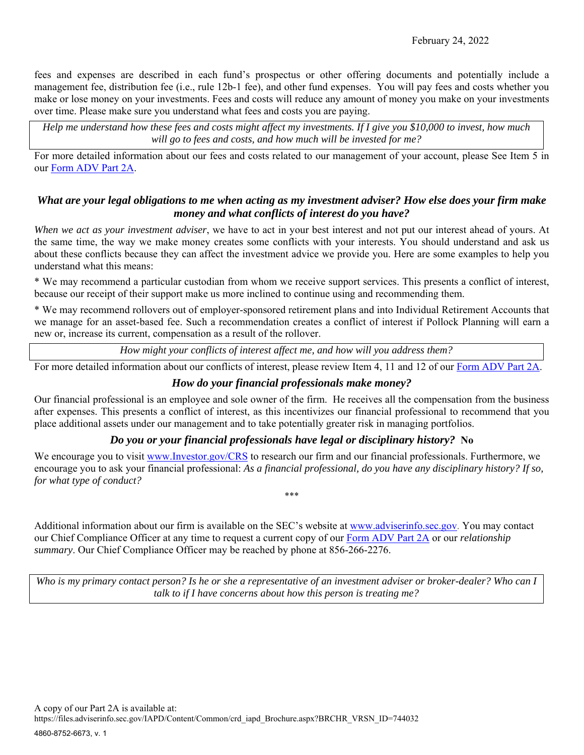February 24, 2022

fees and expenses are described in each fund's prospectus or other offering documents and potentially include a management fee, distribution fee (i.e., rule 12b-1 fee), and other fund expenses. You will pay fees and costs whether you make or lose money on your investments. Fees and costs will reduce any amount of money you make on your investments over time. Please make sure you understand what fees and costs you are paying.

*Help me understand how these fees and costs might affect my investments. If I give you $10,000 to invest, how much will go to fees and costs, and how much will be invested for me?*

For more detailed information about our fees and costs related to our management of your account, please See Item 5 in our [Form ADV Part 2A](https://files.adviserinfo.sec.gov/IAPD/Content/Common/crd_iapd_Brochure.aspx?BRCHR_VRSN_ID=744032).

### *What are your legal obligations to me when acting as my investment adviser? How else does your firm make money and what conflicts of interest do you have?*

*When we act as your investment adviser*, we have to act in your best interest and not put our interest ahead of yours. At the same time, the way we make money creates some conflicts with your interests. You should understand and ask us about these conflicts because they can affect the investment advice we provide you. Here are some examples to help you understand what this means:

* We may recommend a particular custodian from whom we receive support services. This presents a conflict of interest, because our receipt of their support make us more inclined to continue using and recommending them.

* We may recommend rollovers out of employer-sponsored retirement plans and into Individual Retirement Accounts that we manage for an asset-based fee. Such a recommendation creates a conflict of interest if Pollock Planning will earn a new or, increase its current, compensation as a result of the rollover.

*How might your conflicts of interest affect me, and how will you address them?*

For more detailed information about our conflicts of interest, please review Item 4, 11 and 12 of our [Form ADV Part 2A](https://files.adviserinfo.sec.gov/IAPD/Content/Common/crd_iapd_Brochure.aspx?BRCHR_VRSN_ID=744032).

### *How do your financial professionals make money?*

Our financial professional is an employee and sole owner of the firm. He receives all the compensation from the business after expenses. This presents a conflict of interest, as this incentivizes our financial professional to recommend that you place additional assets under our management and to take potentially greater risk in managing portfolios.

### *Do you or your financial professionals have legal or disciplinary history?* **No**

We encourage you to visit [www.Investor.gov/CRS](http://www.Investor.gov/CRS) to research our firm and our financial professionals. Furthermore, we encourage you to ask your financial professional: *As a financial professional, do you have any disciplinary history? If so, for what type of conduct?*

***

Additional information about our firm is available on the SEC's website at [www.adviserinfo.sec.gov](http://www.adviserinfo.sec.gov). You may contact our Chief Compliance Officer at any time to request a current copy of our [Form ADV Part 2A](https://files.adviserinfo.sec.gov/IAPD/Content/Common/crd_iapd_Brochure.aspx?BRCHR_VRSN_ID=744032) or our *relationship summary*. Our Chief Compliance Officer may be reached by phone at 856-266-2276.

*Who is my primary contact person? Is he or she a representative of an investment adviser or broker-dealer? Who can I talk to if I have concerns about how this person is treating me?*

A copy of our Part 2A is available at:
https://files.adviserinfo.sec.gov/IAPD/Content/Common/crd_iapd_Brochure.aspx?BRCHR_VRSN_ID=744032

4860-8752-6673, v. 1